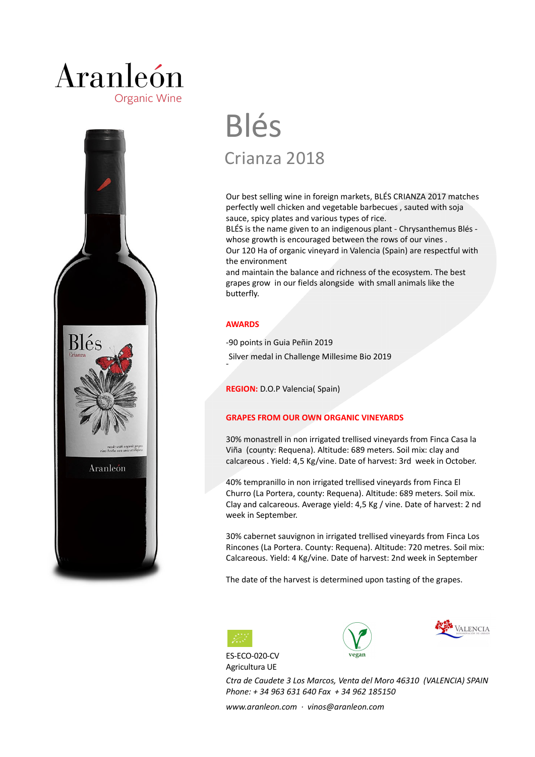# Aranleón

Organic Wine

# Blés

## Crianza 2018

Our best selling wine in foreign markets, BLÉS CRIANZA 2017 matches perfectly well chicken and vegetable barbecues , sauted with soja sauce, spicy plates and various types of rice.
BLÉS is the name given to an indigenous plant - Chrysanthemus Blés - whose growth is encouraged between the rows of our vines .
Our 120 Ha of organic vineyard in Valencia (Spain) are respectful with the environment
and maintain the balance and richness of the ecosystem. The best grapes grow in our fields alongside with small animals like the butterfly.

**AWARDS**

-90 points in Guia Peñin 2019

Silver medal in Challenge Millesime Bio 2019
-

**REGION:** D.O.P Valencia( Spain)

**GRAPES FROM OUR OWN ORGANIC VINEYARDS**

30% monastrell in non irrigated trellised vineyards from Finca Casa la Viña (county: Requena). Altitude: 689 meters. Soil mix: clay and calcareous . Yield: 4,5 Kg/vine. Date of harvest: 3rd week in October.

40% tempranillo in non irrigated trellised vineyards from Finca El Churro (La Portera, county: Requena). Altitude: 689 meters. Soil mix. Clay and calcareous. Average yield: 4,5 Kg / vine. Date of harvest: 2 nd week in September.

30% cabernet sauvignon in irrigated trellised vineyards from Finca Los Rincones (La Portera. County: Requena). Altitude: 720 metres. Soil mix: Calcareous. Yield: 4 Kg/vine. Date of harvest: 2nd week in September

The date of the harvest is determined upon tasting of the grapes.

ES-ECO-020-CV
Agricultura UE

vegan

VALENCIA

*Ctra de Caudete 3 Los Marcos, Venta del Moro 46310 (VALENCIA) SPAIN*
*Phone: + 34 963 631 640 Fax + 34 962 185150*

*www.aranleon.com · vinos@aranleon.com*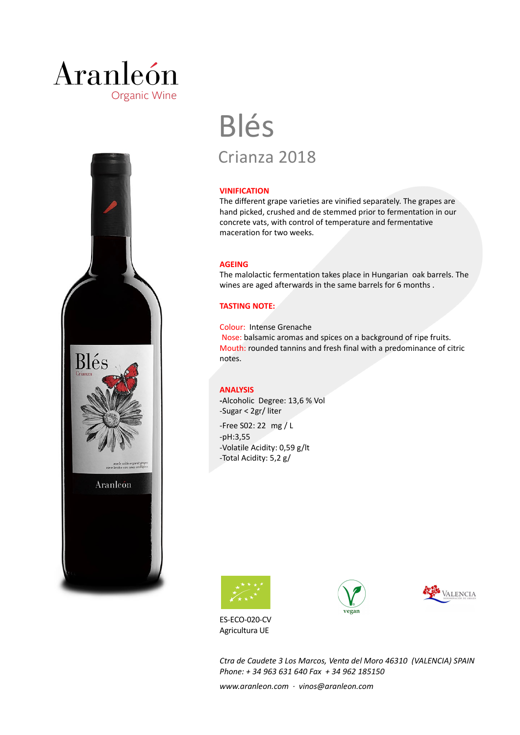Aranleón

Organic Wine

# Blés

## Crianza 2018

**VINIFICATION**

The different grape varieties are vinified separately. The grapes are hand picked, crushed and de stemmed prior to fermentation in our concrete vats, with control of temperature and fermentative maceration for two weeks.

**AGEING**

The malolactic fermentation takes place in Hungarian oak barrels. The wines are aged afterwards in the same barrels for 6 months .

**TASTING NOTE:**

Colour: Intense Grenache

Nose: balsamic aromas and spices on a background of ripe fruits.

Mouth: rounded tannins and fresh final with a predominance of citric notes.

**ANALYSIS**

-Alcoholic Degree: 13,6 % Vol

-Sugar < 2gr/ liter

-Free S02: 22 mg / L

-pH:3,55

-Volatile Acidity: 0,59 g/lt

-Total Acidity: 5,2 g/

ES-ECO-020-CV

Agricultura UE

vegan

VALENCIA

*Ctra de Caudete 3 Los Marcos, Venta del Moro 46310 (VALENCIA) SPAIN*

*Phone: + 34 963 631 640 Fax + 34 962 185150*

*www.aranleon.com · vinos@aranleon.com*